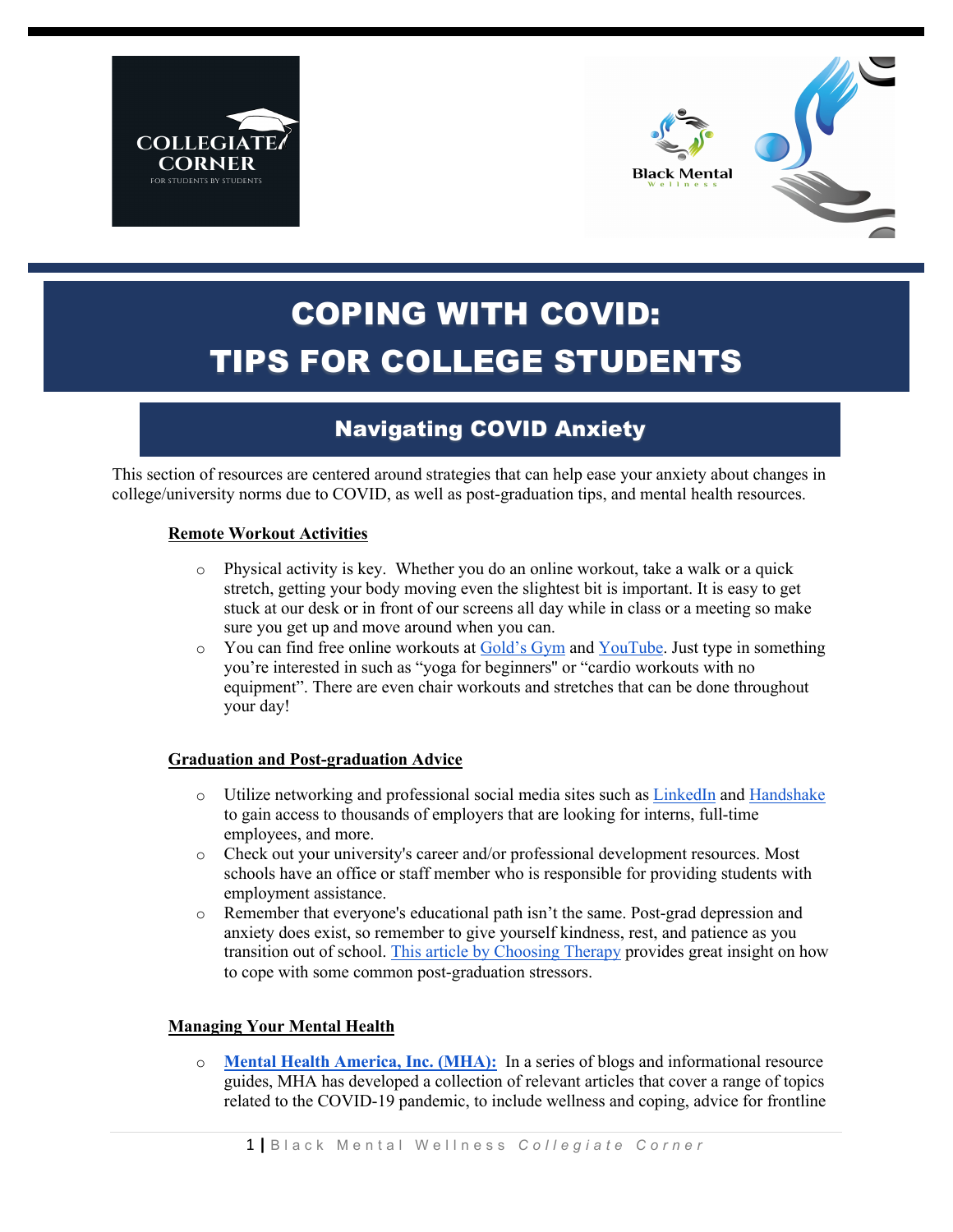# COPING WITH COVID: TIPS FOR COLLEGE STUDENTS

## Navigating COVID Anxiety

This section of resources are centered around strategies that can help ease your anxiety about changes in college/university norms due to COVID, as well as post-graduation tips, and mental health resources.

### Remote Workout Activities

- Physical activity is key. Whether you do an online workout, take a walk or a quick stretch, getting your body moving even the slightest bit is important. It is easy to get stuck at our desk or in front of our screens all day while in class or a meeting so make sure you get up and move around when you can.
- You can find free online workouts at Gold's Gym and YouTube. Just type in something you're interested in such as "yoga for beginners" or "cardio workouts with no equipment". There are even chair workouts and stretches that can be done throughout your day!

### Graduation and Post-graduation Advice

- Utilize networking and professional social media sites such as LinkedIn and Handshake to gain access to thousands of employers that are looking for interns, full-time employees, and more.
- Check out your university's career and/or professional development resources. Most schools have an office or staff member who is responsible for providing students with employment assistance.
- Remember that everyone's educational path isn't the same. Post-grad depression and anxiety does exist, so remember to give yourself kindness, rest, and patience as you transition out of school. This article by Choosing Therapy provides great insight on how to cope with some common post-graduation stressors.

### Managing Your Mental Health

- **Mental Health America, Inc. (MHA):** In a series of blogs and informational resource guides, MHA has developed a collection of relevant articles that cover a range of topics related to the COVID-19 pandemic, to include wellness and coping, advice for frontline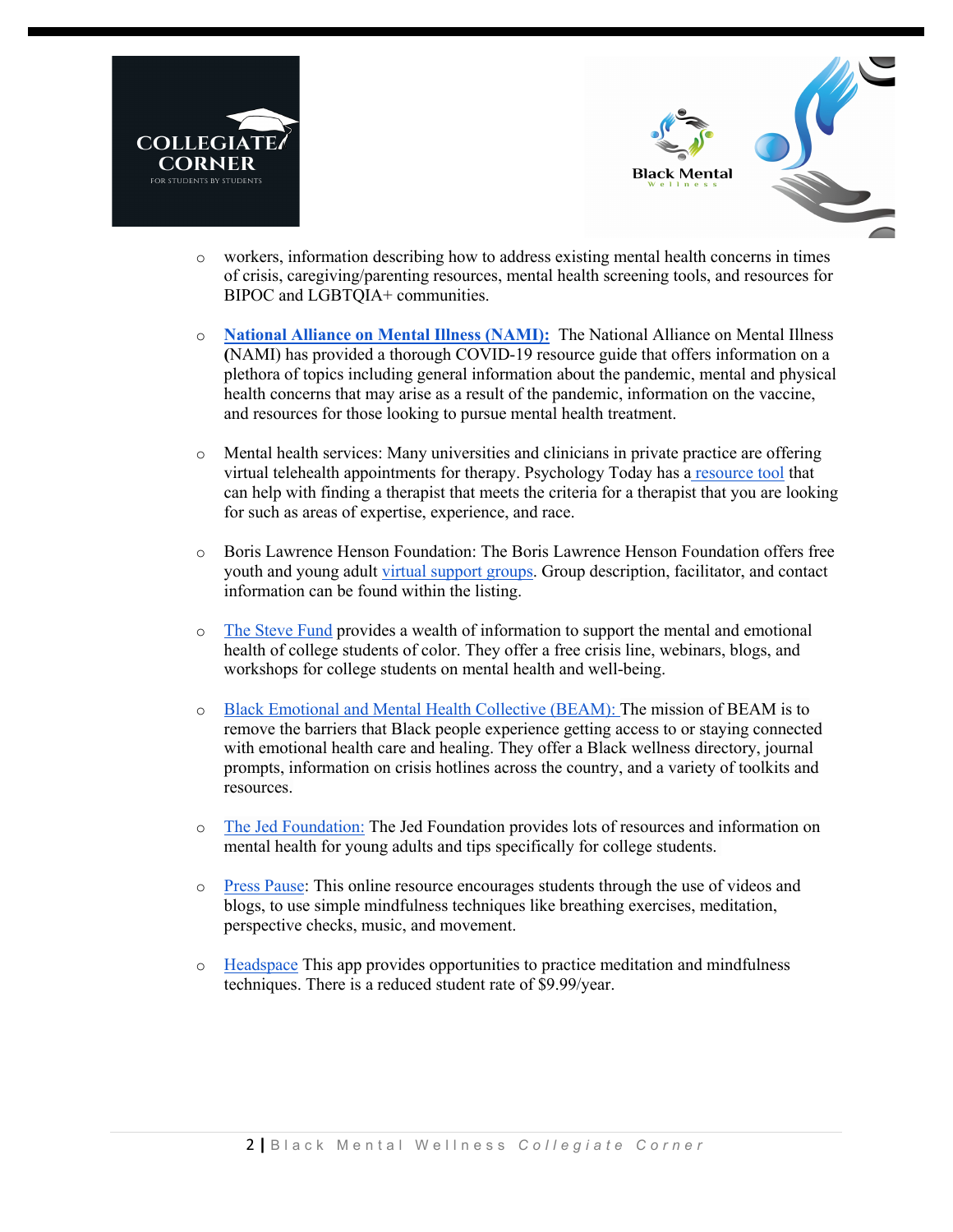- workers, information describing how to address existing mental health concerns in times of crisis, caregiving/parenting resources, mental health screening tools, and resources for BIPOC and LGBTQIA+ communities.

- **National Alliance on Mental Illness (NAMI):** The National Alliance on Mental Illness (NAMI) has provided a thorough COVID-19 resource guide that offers information on a plethora of topics including general information about the pandemic, mental and physical health concerns that may arise as a result of the pandemic, information on the vaccine, and resources for those looking to pursue mental health treatment.

- Mental health services: Many universities and clinicians in private practice are offering virtual telehealth appointments for therapy. Psychology Today has a resource tool that can help with finding a therapist that meets the criteria for a therapist that you are looking for such as areas of expertise, experience, and race.

- Boris Lawrence Henson Foundation: The Boris Lawrence Henson Foundation offers free youth and young adult virtual support groups. Group description, facilitator, and contact information can be found within the listing.

- The Steve Fund provides a wealth of information to support the mental and emotional health of college students of color. They offer a free crisis line, webinars, blogs, and workshops for college students on mental health and well-being.

- Black Emotional and Mental Health Collective (BEAM): The mission of BEAM is to remove the barriers that Black people experience getting access to or staying connected with emotional health care and healing. They offer a Black wellness directory, journal prompts, information on crisis hotlines across the country, and a variety of toolkits and resources.

- The Jed Foundation: The Jed Foundation provides lots of resources and information on mental health for young adults and tips specifically for college students.

- Press Pause: This online resource encourages students through the use of videos and blogs, to use simple mindfulness techniques like breathing exercises, meditation, perspective checks, music, and movement.

- Headspace This app provides opportunities to practice meditation and mindfulness techniques. There is a reduced student rate of $9.99/year.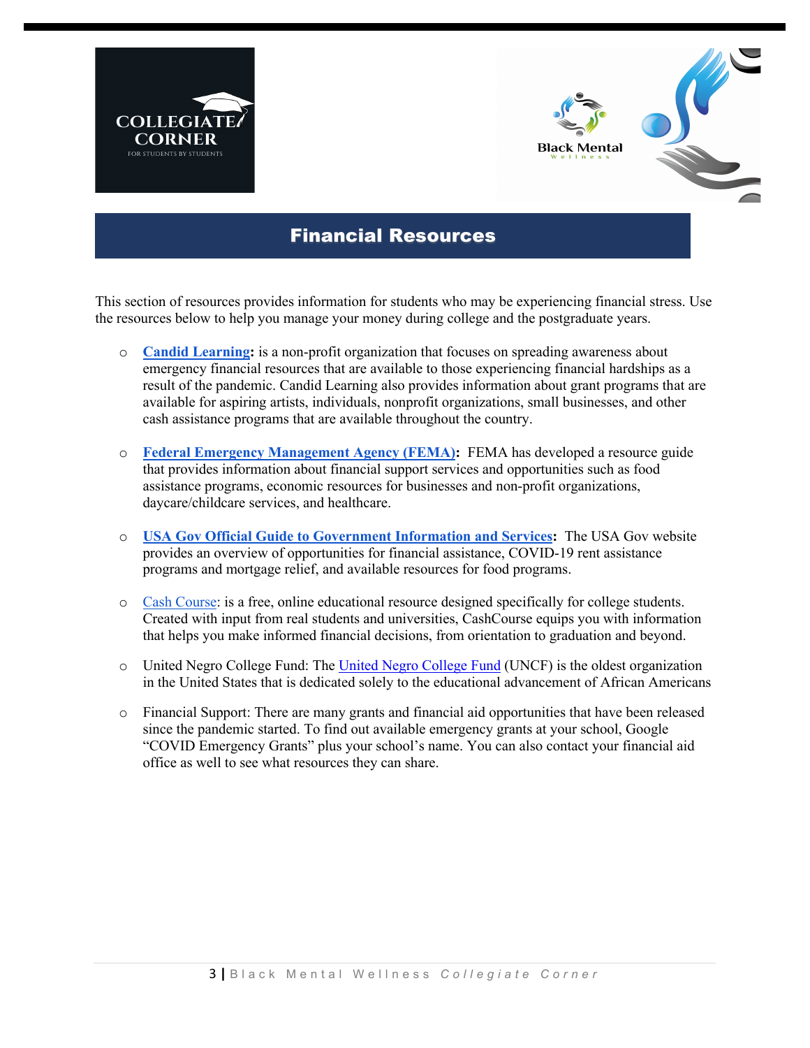## Financial Resources

This section of resources provides information for students who may be experiencing financial stress. Use the resources below to help you manage your money during college and the postgraduate years.

- **Candid Learning:** is a non-profit organization that focuses on spreading awareness about emergency financial resources that are available to those experiencing financial hardships as a result of the pandemic. Candid Learning also provides information about grant programs that are available for aspiring artists, individuals, nonprofit organizations, small businesses, and other cash assistance programs that are available throughout the country.

- **Federal Emergency Management Agency (FEMA):** FEMA has developed a resource guide that provides information about financial support services and opportunities such as food assistance programs, economic resources for businesses and non-profit organizations, daycare/childcare services, and healthcare.

- **USA Gov Official Guide to Government Information and Services:** The USA Gov website provides an overview of opportunities for financial assistance, COVID-19 rent assistance programs and mortgage relief, and available resources for food programs.

- Cash Course: is a free, online educational resource designed specifically for college students. Created with input from real students and universities, CashCourse equips you with information that helps you make informed financial decisions, from orientation to graduation and beyond.

- United Negro College Fund: The United Negro College Fund (UNCF) is the oldest organization in the United States that is dedicated solely to the educational advancement of African Americans

- Financial Support: There are many grants and financial aid opportunities that have been released since the pandemic started. To find out available emergency grants at your school, Google "COVID Emergency Grants" plus your school's name. You can also contact your financial aid office as well to see what resources they can share.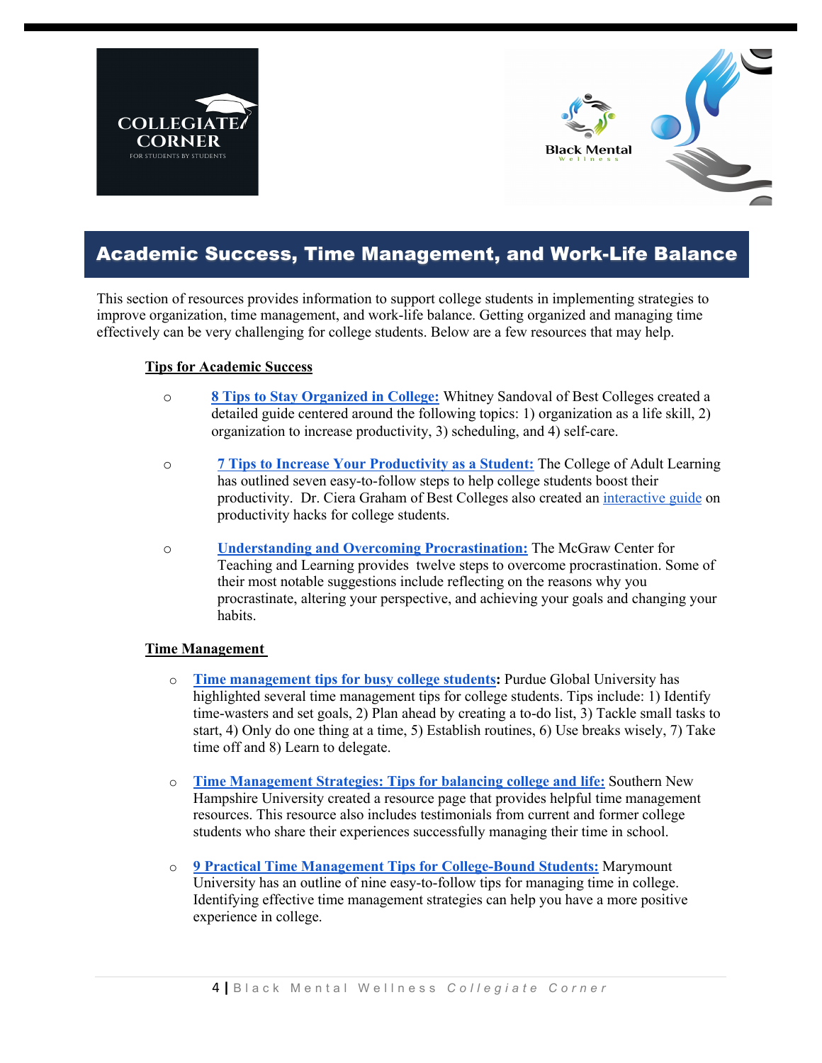## Academic Success, Time Management, and Work-Life Balance

This section of resources provides information to support college students in implementing strategies to improve organization, time management, and work-life balance. Getting organized and managing time effectively can be very challenging for college students. Below are a few resources that may help.

### Tips for Academic Success

- **8 Tips to Stay Organized in College:** Whitney Sandoval of Best Colleges created a detailed guide centered around the following topics: 1) organization as a life skill, 2) organization to increase productivity, 3) scheduling, and 4) self-care.
- **7 Tips to Increase Your Productivity as a Student:** The College of Adult Learning has outlined seven easy-to-follow steps to help college students boost their productivity. Dr. Ciera Graham of Best Colleges also created an interactive guide on productivity hacks for college students.
- **Understanding and Overcoming Procrastination:** The McGraw Center for Teaching and Learning provides twelve steps to overcome procrastination. Some of their most notable suggestions include reflecting on the reasons why you procrastinate, altering your perspective, and achieving your goals and changing your habits.

### Time Management

- **Time management tips for busy college students:** Purdue Global University has highlighted several time management tips for college students. Tips include: 1) Identify time-wasters and set goals, 2) Plan ahead by creating a to-do list, 3) Tackle small tasks to start, 4) Only do one thing at a time, 5) Establish routines, 6) Use breaks wisely, 7) Take time off and 8) Learn to delegate.
- **Time Management Strategies: Tips for balancing college and life:** Southern New Hampshire University created a resource page that provides helpful time management resources. This resource also includes testimonials from current and former college students who share their experiences successfully managing their time in school.
- **9 Practical Time Management Tips for College-Bound Students:** Marymount University has an outline of nine easy-to-follow tips for managing time in college. Identifying effective time management strategies can help you have a more positive experience in college.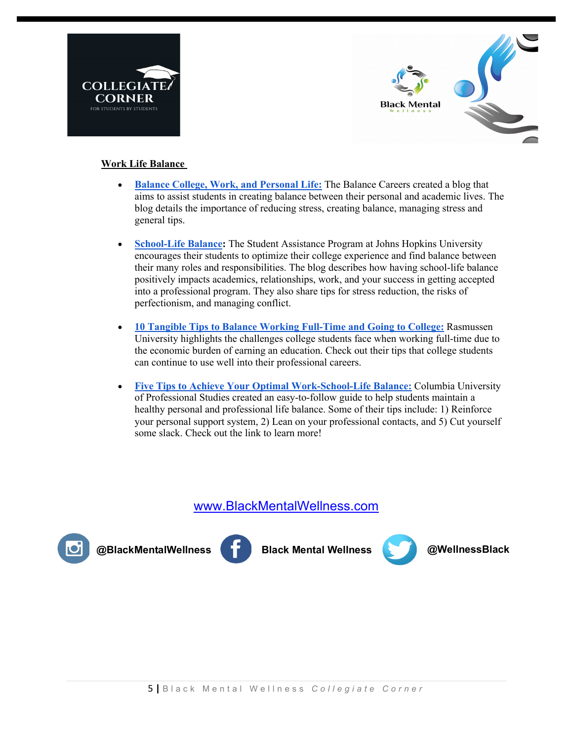**Work Life Balance**

- **Balance College, Work, and Personal Life:** The Balance Careers created a blog that aims to assist students in creating balance between their personal and academic lives. The blog details the importance of reducing stress, creating balance, managing stress and general tips.

- **School-Life Balance:** The Student Assistance Program at Johns Hopkins University encourages their students to optimize their college experience and find balance between their many roles and responsibilities. The blog describes how having school-life balance positively impacts academics, relationships, work, and your success in getting accepted into a professional program. They also share tips for stress reduction, the risks of perfectionism, and managing conflict.

- **10 Tangible Tips to Balance Working Full-Time and Going to College:** Rasmussen University highlights the challenges college students face when working full-time due to the economic burden of earning an education. Check out their tips that college students can continue to use well into their professional careers.

- **Five Tips to Achieve Your Optimal Work-School-Life Balance:** Columbia University of Professional Studies created an easy-to-follow guide to help students maintain a healthy personal and professional life balance. Some of their tips include: 1) Reinforce your personal support system, 2) Lean on your professional contacts, and 5) Cut yourself some slack. Check out the link to learn more!

www.BlackMentalWellness.com

**@BlackMentalWellness** **Black Mental Wellness** **@WellnessBlack**